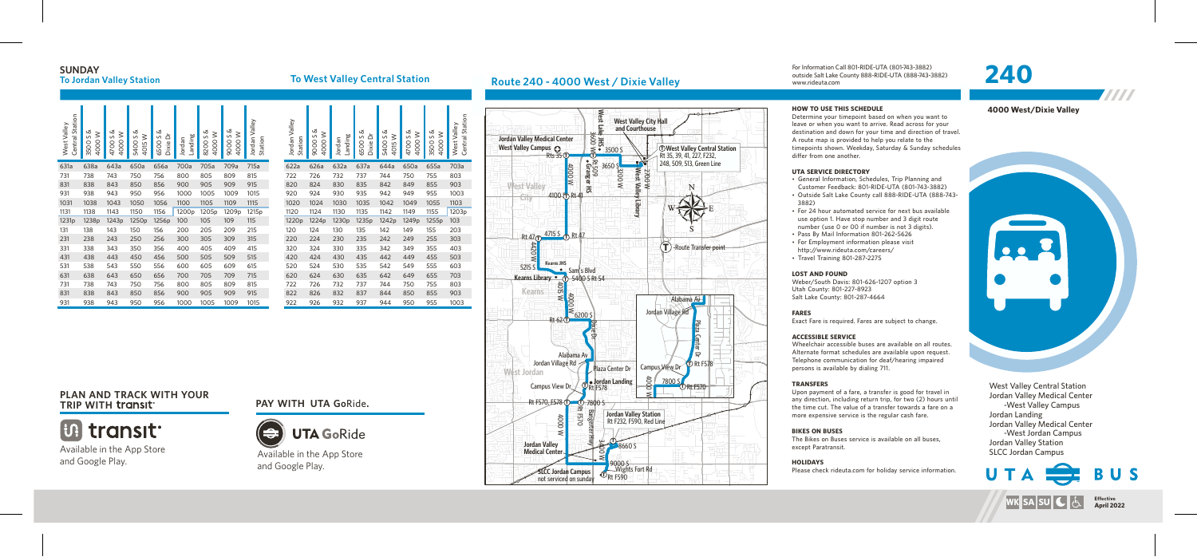# SUNDAY

## To Jordan Valley Station

| West Valley Central Station | 3500 S & 4000 W | 4700 S & 4000 W | 5400 S & 4015 W | 6500 S & Dixie Dr | Jordan Landing | 8200 S & 4000 W | 9000 S & 4000 W | Jordan Valley Station |
|---|---|---|---|---|---|---|---|---|
| 631a | 638a | 643a | 650a | 656a | 700a | 705a | 709a | 715a |
| 731 | 738 | 743 | 750 | 756 | 800 | 805 | 809 | 815 |
| 831 | 838 | 843 | 850 | 856 | 900 | 905 | 909 | 915 |
| 931 | 938 | 943 | 950 | 956 | 1000 | 1005 | 1009 | 1015 |
| 1031 | 1038 | 1043 | 1050 | 1056 | 1100 | 1105 | 1109 | 1115 |
| 1131 | 1138 | 1143 | 1150 | 1156 | 1200p | 1205p | 1209p | 1215p |
| 1231p | 1238p | 1243p | 1250p | 1256p | 100 | 105 | 109 | 115 |
| 131 | 138 | 143 | 150 | 156 | 200 | 205 | 209 | 215 |
| 231 | 238 | 243 | 250 | 256 | 300 | 305 | 309 | 315 |
| 331 | 338 | 343 | 350 | 356 | 400 | 405 | 409 | 415 |
| 431 | 438 | 443 | 450 | 456 | 500 | 505 | 509 | 515 |
| 531 | 538 | 543 | 550 | 556 | 600 | 605 | 609 | 615 |
| 631 | 638 | 643 | 650 | 656 | 700 | 705 | 709 | 715 |
| 731 | 738 | 743 | 750 | 756 | 800 | 805 | 809 | 815 |
| 831 | 838 | 843 | 850 | 856 | 900 | 905 | 909 | 915 |
| 931 | 938 | 943 | 950 | 956 | 1000 | 1005 | 1009 | 1015 |

## To West Valley Central Station

| Jordan Valley Station | 9000 S & 4000 W | Jordan Landing | 6500 S & Dixie Dr | 5400 S & 4015 W | 4700 S & 4000 W | 3500 S & 4000 W | West Valley Central Station |
|---|---|---|---|---|---|---|---|
| 622a | 626a | 632a | 637a | 644a | 650a | 655a | 703a |
| 722 | 726 | 732 | 737 | 744 | 750 | 755 | 803 |
| 820 | 824 | 830 | 835 | 842 | 849 | 855 | 903 |
| 920 | 924 | 930 | 935 | 942 | 949 | 955 | 1003 |
| 1020 | 1024 | 1030 | 1035 | 1042 | 1049 | 1055 | 1103 |
| 1120 | 1124 | 1130 | 1135 | 1142 | 1149 | 1155 | 1203p |
| 1220p | 1224p | 1230p | 1235p | 1242p | 1249p | 1255p | 103 |
| 120 | 124 | 130 | 135 | 142 | 149 | 155 | 203 |
| 220 | 224 | 230 | 235 | 242 | 249 | 255 | 303 |
| 320 | 324 | 330 | 335 | 342 | 349 | 355 | 403 |
| 420 | 424 | 430 | 435 | 442 | 449 | 455 | 503 |
| 520 | 524 | 530 | 535 | 542 | 549 | 555 | 603 |
| 620 | 624 | 630 | 635 | 642 | 649 | 655 | 703 |
| 722 | 726 | 732 | 737 | 744 | 750 | 755 | 803 |
| 822 | 826 | 832 | 837 | 844 | 850 | 855 | 903 |
| 922 | 926 | 932 | 937 | 944 | 950 | 955 | 1003 |

## PLAN AND TRACK WITH YOUR TRIP WITH transit

transit

Available in the App Store and Google Play.

## PAY WITH UTA GoRide.

UTA GoRide

Available in the App Store and Google Play.

# Route 240 - 4000 West / Dixie Valley

West Valley City Hall and Courthouse
Jordan Valley Medical Center West Valley Campus
Rts 35
3500 S
West Valley Central Station: Rt 35, 39, 41, 227, F232, 248, 509, 513, Green Line
3650 S
West Valley City
4100 S Rt 41
Rt 47 4715 S Rt 47
T - Route Transfer point
Kearns JHS
5215 S
Sam's Blvd
Kearns Library
5400 S Rt 54
Kearns
6200 S
Rt 62
Alabama Av
Jordan Village Rd
Plaza Center Dr
West Jordan
Campus View Dr Rt F578
Jordan Landing Rt F578
7800 S Rt F570
Rt F570, F578
7800 S
Jordan Valley Station: Rt F232, F590, Red Line
8660 S
Jordan Valley Medical Center
9000 S
Wights Fort Rd
SLCC Jordan Campus not serviced on sunday
Rt F590

For Information Call 801-RIDE-UTA (801-743-3882)
outside Salt Lake County 888-RIDE-UTA (888-743-3882)
www.rideuta.com

# 240

**4000 West/Dixie Valley**

### HOW TO USE THIS SCHEDULE

Determine your timepoint based on when you want to leave or when you want to arrive. Read across for your destination and down for your time and direction of travel. A route map is provided to help you relate to the timepoints shown. Weekday, Saturday & Sunday schedules differ from one another.

### UTA SERVICE DIRECTORY

- General Information, Schedules, Trip Planning and Customer Feedback: 801-RIDE-UTA (801-743-3882)
- Outside Salt Lake County call 888-RIDE-UTA (888-743-3882)
- For 24 hour automated service for next bus available use option 1. Have stop number and 3 digit route number (use 0 or 00 if number is not 3 digits).
- Pass By Mail Information 801-262-5626
- For Employment information please visit http://www.rideuta.com/careers/
- Travel Training 801-287-2275

### LOST AND FOUND

Weber/South Davis: 801-626-1207 option 3
Utah County: 801-227-8923
Salt Lake County: 801-287-4664

### FARES

Exact Fare is required. Fares are subject to change.

### ACCESSIBLE SERVICE

Wheelchair accessible buses are available on all routes. Alternate format schedules are available upon request. Telephone communication for deaf/hearing impaired persons is available by dialing 711.

### TRANSFERS

Upon payment of a fare, a transfer is good for travel in any direction, including return trip, for two (2) hours until the time cut. The value of a transfer towards a fare on a more expensive service is the regular cash fare.

### BIKES ON BUSES

The Bikes on Buses service is available on all buses, except Paratransit.

### HOLIDAYS

Please check rideuta.com for holiday service information.

West Valley Central Station
Jordan Valley Medical Center -West Valley Campus
Jordan Landing
Jordan Valley Medical Center -West Jordan Campus
Jordan Valley Station
SLCC Jordan Campus

UTA BUS

WK SA SU

Effective April 2022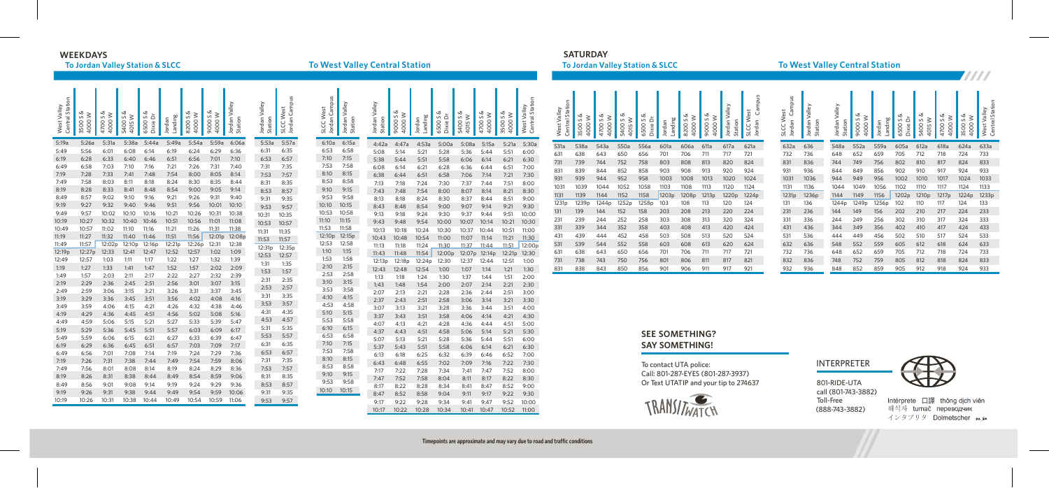## WEEKDAYS

### To Jordan Valley Station & SLCC

| West Valley Central Station | 3500 S & 4000 W | 4700 S & 4000 W | 5400 S & 4015 W | 6500 S & Dixie Dr | Jordan Landing | 8200 S & 4000 W | 9000 S & 4000 W | Jordan Valley Station |
|---|---|---|---|---|---|---|---|---|
| 5:19a | 5:26a | 5:31a | 5:38a | 5:44a | 5:49a | 5:54a | 5:59a | 6:06a |
| 5:49 | 5:56 | 6:01 | 6:08 | 6:14 | 6:19 | 6:24 | 6:29 | 6:36 |
| 6:19 | 6:28 | 6:33 | 6:40 | 6:46 | 6:51 | 6:56 | 7:01 | 7:10 |
| 6:49 | 6:58 | 7:03 | 7:10 | 7:16 | 7:21 | 7:26 | 7:31 | 7:40 |
| 7:19 | 7:28 | 7:33 | 7:41 | 7:48 | 7:54 | 8:00 | 8:05 | 8:14 |
| 7:49 | 7:58 | 8:03 | 8:11 | 8:18 | 8:24 | 8:30 | 8:35 | 8:44 |
| 8:19 | 8:28 | 8:33 | 8:41 | 8:48 | 8:54 | 9:00 | 9:05 | 9:14 |
| 8:49 | 8:57 | 9:02 | 9:10 | 9:16 | 9:21 | 9:26 | 9:31 | 9:40 |
| 9:19 | 9:27 | 9:32 | 9:40 | 9:46 | 9:51 | 9:56 | 10:01 | 10:10 |
| 9:49 | 9:57 | 10:02 | 10:10 | 10:16 | 10:21 | 10:26 | 10:31 | 10:38 |
| 10:19 | 10:27 | 10:32 | 10:40 | 10:46 | 10:51 | 10:56 | 11:01 | 11:08 |
| 10:49 | 10:57 | 11:02 | 11:10 | 11:16 | 11:21 | 11:26 | 11:31 | 11:38 |
| 11:19 | 11:27 | 11:32 | 11:40 | 11:46 | 11:51 | 11:56 | 12:01p | 12:08p |
| 11:49 | 11:57 | 12:02p | 12:10p | 12:16p | 12:21p | 12:26p | 12:31 | 12:38 |
| 12:19p | 12:27p | 12:33 | 12:41 | 12:47 | 12:52 | 12:57 | 1:02 | 1:09 |
| 12:49 | 12:57 | 1:03 | 1:11 | 1:17 | 1:22 | 1:27 | 1:32 | 1:39 |
| 1:19 | 1:27 | 1:33 | 1:41 | 1:47 | 1:52 | 1:57 | 2:02 | 2:09 |
| 1:49 | 1:57 | 2:03 | 2:11 | 2:17 | 2:22 | 2:27 | 2:32 | 2:39 |
| 2:19 | 2:29 | 2:36 | 2:45 | 2:51 | 2:56 | 3:01 | 3:07 | 3:15 |
| 2:49 | 2:59 | 3:06 | 3:15 | 3:21 | 3:26 | 3:31 | 3:37 | 3:45 |
| 3:19 | 3:29 | 3:36 | 3:45 | 3:51 | 3:56 | 4:02 | 4:08 | 4:16 |
| 3:49 | 3:59 | 4:06 | 4:15 | 4:21 | 4:26 | 4:32 | 4:38 | 4:46 |
| 4:19 | 4:29 | 4:36 | 4:45 | 4:51 | 4:56 | 5:02 | 5:08 | 5:16 |
| 4:49 | 4:59 | 5:06 | 5:15 | 5:21 | 5:27 | 5:33 | 5:39 | 5:47 |
| 5:19 | 5:29 | 5:36 | 5:45 | 5:51 | 5:57 | 6:03 | 6:09 | 6:17 |
| 5:49 | 5:59 | 6:06 | 6:15 | 6:21 | 6:27 | 6:33 | 6:39 | 6:47 |
| 6:19 | 6:29 | 6:36 | 6:45 | 6:51 | 6:57 | 7:03 | 7:09 | 7:17 |
| 6:49 | 6:56 | 7:01 | 7:08 | 7:14 | 7:19 | 7:24 | 7:29 | 7:36 |
| 7:19 | 7:26 | 7:31 | 7:38 | 7:44 | 7:49 | 7:54 | 7:59 | 8:06 |
| 7:49 | 7:56 | 8:01 | 8:08 | 8:14 | 8:19 | 8:24 | 8:29 | 8:36 |
| 8:19 | 8:26 | 8:31 | 8:38 | 8:44 | 8:49 | 8:54 | 8:59 | 9:06 |
| 8:49 | 8:56 | 9:01 | 9:08 | 9:14 | 9:19 | 9:24 | 9:29 | 9:36 |
| 9:19 | 9:26 | 9:31 | 9:38 | 9:44 | 9:49 | 9:54 | 9:59 | 10:06 |
| 10:19 | 10:26 | 10:31 | 10:38 | 10:44 | 10:49 | 10:54 | 10:59 | 11:06 |

| Jordan Valley Station | SLCC West Jordan Campus |
|---|---|
| 5:53a | 5:57a |
| 6:31 | 6:35 |
| 6:53 | 6:57 |
| 7:31 | 7:35 |
| 7:53 | 7:57 |
| 8:31 | 8:35 |
| 8:53 | 8:57 |
| 9:31 | 9:35 |
| 9:53 | 9:57 |
| 10:31 | 10:35 |
| 10:53 | 10:57 |
| 11:31 | 11:35 |
| 11:53 | 11:57 |
| 12:31p | 12:35p |
| 12:53 | 12:57 |
| 1:31 | 1:35 |
| 1:53 | 1:57 |
| 2:31 | 2:35 |
| 2:53 | 2:57 |
| 3:31 | 3:35 |
| 3:53 | 3:57 |
| 4:31 | 4:35 |
| 4:53 | 4:57 |
| 5:31 | 5:35 |
| 5:53 | 5:57 |
| 6:31 | 6:35 |
| 6:53 | 6:57 |
| 7:31 | 7:35 |
| 7:53 | 7:57 |
| 8:31 | 8:35 |
| 8:53 | 8:57 |
| 9:31 | 9:35 |
| 9:53 | 9:57 |

### To West Valley Central Station

| SLCC West Jordan Campus | Jordan Valley Station |
|---|---|
| 6:10a | 6:15a |
| 6:53 | 6:58 |
| 7:10 | 7:15 |
| 7:53 | 7:58 |
| 8:10 | 8:15 |
| 8:53 | 8:58 |
| 9:10 | 9:15 |
| 9:53 | 9:58 |
| 10:10 | 10:15 |
| 10:53 | 10:58 |
| 11:10 | 11:15 |
| 11:53 | 11:58 |
| 12:10p | 12:15p |
| 12:53 | 12:58 |
| 1:10 | 1:15 |
| 1:53 | 1:58 |
| 2:10 | 2:15 |
| 2:53 | 2:58 |
| 3:10 | 3:15 |
| 3:53 | 3:58 |
| 4:10 | 4:15 |
| 4:53 | 4:58 |
| 5:10 | 5:15 |
| 5:53 | 5:58 |
| 6:10 | 6:15 |
| 6:53 | 6:58 |
| 7:10 | 7:15 |
| 7:53 | 7:58 |
| 8:10 | 8:15 |
| 8:53 | 8:58 |
| 9:53 | 9:58 |
| 10:10 | 10:15 |

| Jordan Valley Station | 9000 S & 4000 W | Jordan Landing | 6500 S & Dixie Dr | 5400 S & 4015 W | 4700 S & 4000 W | 3500 S & 4000 W | West Valley Central Station |
|---|---|---|---|---|---|---|---|
| 4:42a | 4:47a | 4:53a | 5:00a | 5:08a | 5:15a | 5:21a | 5:30a |
| 5:08 | 5:14 | 5:21 | 5:28 | 5:36 | 5:44 | 5:51 | 6:00 |
| 5:38 | 5:44 | 5:51 | 5:58 | 6:06 | 6:14 | 6:21 | 6:30 |
| 6:08 | 6:14 | 6:21 | 6:28 | 6:36 | 6:44 | 6:51 | 7:00 |
| 6:38 | 6:44 | 6:51 | 6:58 | 7:06 | 7:14 | 7:21 | 7:30 |
| 7:13 | 7:18 | 7:24 | 7:30 | 7:37 | 7:44 | 7:51 | 8:00 |
| 7:43 | 7:48 | 7:54 | 8:00 | 8:07 | 8:14 | 8:21 | 8:30 |
| 8:13 | 8:18 | 8:24 | 8:30 | 8:37 | 8:44 | 8:51 | 9:00 |
| 8:43 | 8:48 | 8:54 | 9:00 | 9:07 | 9:14 | 9:21 | 9:30 |
| 9:13 | 9:18 | 9:24 | 9:30 | 9:37 | 9:44 | 9:51 | 10:00 |
| 9:43 | 9:48 | 9:54 | 10:00 | 10:07 | 10:14 | 10:21 | 10:30 |
| 10:13 | 10:18 | 10:24 | 10:30 | 10:37 | 10:44 | 10:51 | 11:00 |
| 10:43 | 10:48 | 10:54 | 11:00 | 11:07 | 11:14 | 11:21 | 11:30 |
| 11:13 | 11:18 | 11:24 | 11:30 | 11:37 | 11:44 | 11:51 | 12:00p |
| 11:43 | 11:48 | 11:54 | 12:00p | 12:07p | 12:14p | 12:21p | 12:30 |
| 12:13p | 12:18p | 12:24p | 12:30 | 12:37 | 12:44 | 12:51 | 1:00 |
| 12:43 | 12:48 | 12:54 | 1:00 | 1:07 | 1:14 | 1:21 | 1:30 |
| 1:13 | 1:18 | 1:24 | 1:30 | 1:37 | 1:44 | 1:51 | 2:00 |
| 1:43 | 1:48 | 1:54 | 2:00 | 2:07 | 2:14 | 2:21 | 2:30 |
| 2:07 | 2:13 | 2:21 | 2:28 | 2:36 | 2:44 | 2:51 | 3:00 |
| 2:37 | 2:43 | 2:51 | 2:58 | 3:06 | 3:14 | 3:21 | 3:30 |
| 3:07 | 3:13 | 3:21 | 3:28 | 3:36 | 3:44 | 3:51 | 4:00 |
| 3:37 | 3:43 | 3:51 | 3:58 | 4:06 | 4:14 | 4:21 | 4:30 |
| 4:07 | 4:13 | 4:21 | 4:28 | 4:36 | 4:44 | 4:51 | 5:00 |
| 4:37 | 4:43 | 4:51 | 4:58 | 5:06 | 5:14 | 5:21 | 5:30 |
| 5:07 | 5:13 | 5:21 | 5:28 | 5:36 | 5:44 | 5:51 | 6:00 |
| 5:37 | 5:43 | 5:51 | 5:58 | 6:06 | 6:14 | 6:21 | 6:30 |
| 6:13 | 6:18 | 6:25 | 6:32 | 6:39 | 6:46 | 6:52 | 7:00 |
| 6:43 | 6:48 | 6:55 | 7:02 | 7:09 | 7:16 | 7:22 | 7:30 |
| 7:17 | 7:22 | 7:28 | 7:34 | 7:41 | 7:47 | 7:52 | 8:00 |
| 7:47 | 7:52 | 7:58 | 8:04 | 8:11 | 8:17 | 8:22 | 8:30 |
| 8:17 | 8:22 | 8:28 | 8:34 | 8:41 | 8:47 | 8:52 | 9:00 |
| 8:47 | 8:52 | 8:58 | 9:04 | 9:11 | 9:17 | 9:22 | 9:30 |
| 9:17 | 9:22 | 9:28 | 9:34 | 9:41 | 9:47 | 9:52 | 10:00 |
| 10:17 | 10:22 | 10:28 | 10:34 | 10:41 | 10:47 | 10:52 | 11:00 |

## SATURDAY

### To Jordan Valley Station & SLCC

| West Valley Central Station | 3500 S & 4000 W | 4700 S & 4000 W | 5400 S & 4015 W | 6500 S & Dixie Dr | Jordan Landing | 8200 S & 4000 W | 9000 S & 4000 W | Jordan Valley Station | SLCC West Jordan Campus |
|---|---|---|---|---|---|---|---|---|---|
| 531a | 538a | 543a | 550a | 556a | 601a | 606a | 611a | 617a | 621a |
| 631 | 638 | 643 | 650 | 656 | 701 | 706 | 711 | 717 | 721 |
| 731 | 739 | 744 | 752 | 758 | 803 | 808 | 813 | 820 | 824 |
| 831 | 839 | 844 | 852 | 858 | 903 | 908 | 913 | 920 | 924 |
| 931 | 939 | 944 | 952 | 958 | 1003 | 1008 | 1013 | 1020 | 1024 |
| 1031 | 1039 | 1044 | 1052 | 1058 | 1103 | 1108 | 1113 | 1120 | 1124 |
| 1131 | 1139 | 1144 | 1152 | 1158 | 1203p | 1208p | 1213p | 1220p | 1224p |
| 1231p | 1239p | 1244p | 1252p | 1258p | 103 | 108 | 113 | 120 | 124 |
| 131 | 139 | 144 | 152 | 158 | 203 | 208 | 213 | 220 | 224 |
| 231 | 239 | 244 | 252 | 258 | 303 | 308 | 313 | 320 | 324 |
| 331 | 339 | 344 | 352 | 358 | 403 | 408 | 413 | 420 | 424 |
| 431 | 439 | 444 | 452 | 458 | 503 | 508 | 513 | 520 | 524 |
| 531 | 539 | 544 | 552 | 558 | 603 | 608 | 613 | 620 | 624 |
| 631 | 638 | 643 | 650 | 656 | 701 | 706 | 711 | 717 | 721 |
| 731 | 738 | 743 | 750 | 756 | 801 | 806 | 811 | 817 | 821 |
| 831 | 838 | 843 | 850 | 856 | 901 | 906 | 911 | 917 | 921 |

### To West Valley Central Station

| SLCC West Jordan Campus | Jordan Valley Station |
|---|---|
| 632a | 636 |
| 732 | 736 |
| 831 | 836 |
| 931 | 936 |
| 1031 | 1036 |
| 1131 | 1136 |
| 1231p | 1236p |
| 131 | 136 |
| 231 | 236 |
| 331 | 336 |
| 431 | 436 |
| 531 | 536 |
| 632 | 636 |
| 732 | 736 |
| 832 | 836 |
| 932 | 936 |

| Jordan Valley Station | 9000 S & 4000 W | Jordan Landing | 6500 S & Dixie Dr | 5400 S & 4015 W | 4700 S & 4000 W | 3500 S & 4000 W | West Valley Central Station |
|---|---|---|---|---|---|---|---|
| 548a | 552a | 559a | 605a | 612a | 618a | 624a | 633a |
| 648 | 652 | 659 | 705 | 712 | 718 | 724 | 733 |
| 744 | 749 | 756 | 802 | 810 | 817 | 824 | 833 |
| 844 | 849 | 856 | 902 | 910 | 917 | 924 | 933 |
| 944 | 949 | 956 | 1002 | 1010 | 1017 | 1024 | 1033 |
| 1044 | 1049 | 1056 | 1102 | 1110 | 1117 | 1124 | 1133 |
| 1144 | 1149 | 1156 | 1202p | 1210p | 1217p | 1224p | 1233p |
| 1244p | 1249p | 1256p | 102 | 110 | 117 | 124 | 133 |
| 144 | 149 | 156 | 202 | 210 | 217 | 224 | 233 |
| 244 | 249 | 256 | 302 | 310 | 317 | 324 | 333 |
| 344 | 349 | 356 | 402 | 410 | 417 | 424 | 433 |
| 444 | 449 | 456 | 502 | 510 | 517 | 524 | 533 |
| 548 | 552 | 559 | 605 | 612 | 618 | 624 | 633 |
| 648 | 652 | 659 | 705 | 712 | 718 | 724 | 733 |
| 748 | 752 | 759 | 805 | 812 | 818 | 824 | 833 |
| 848 | 852 | 859 | 905 | 912 | 918 | 924 | 933 |

### SEE SOMETHING? SAY SOMETHING!

To contact UTA police:
Call: 801-287-EYES (801-287-3937)
Or Text UTATIP and your tip to 274637

TRANSITWATCH

### INTERPRETER

801-RIDE-UTA
call (801-743-3882)
Toll-Free
(888-743-3882)

Intérprete 口譯 thông dịch viên 해석자 tumač переводчик インタプリタ Dolmetscher

Timepoints are approximate and may vary due to road and traffic conditions